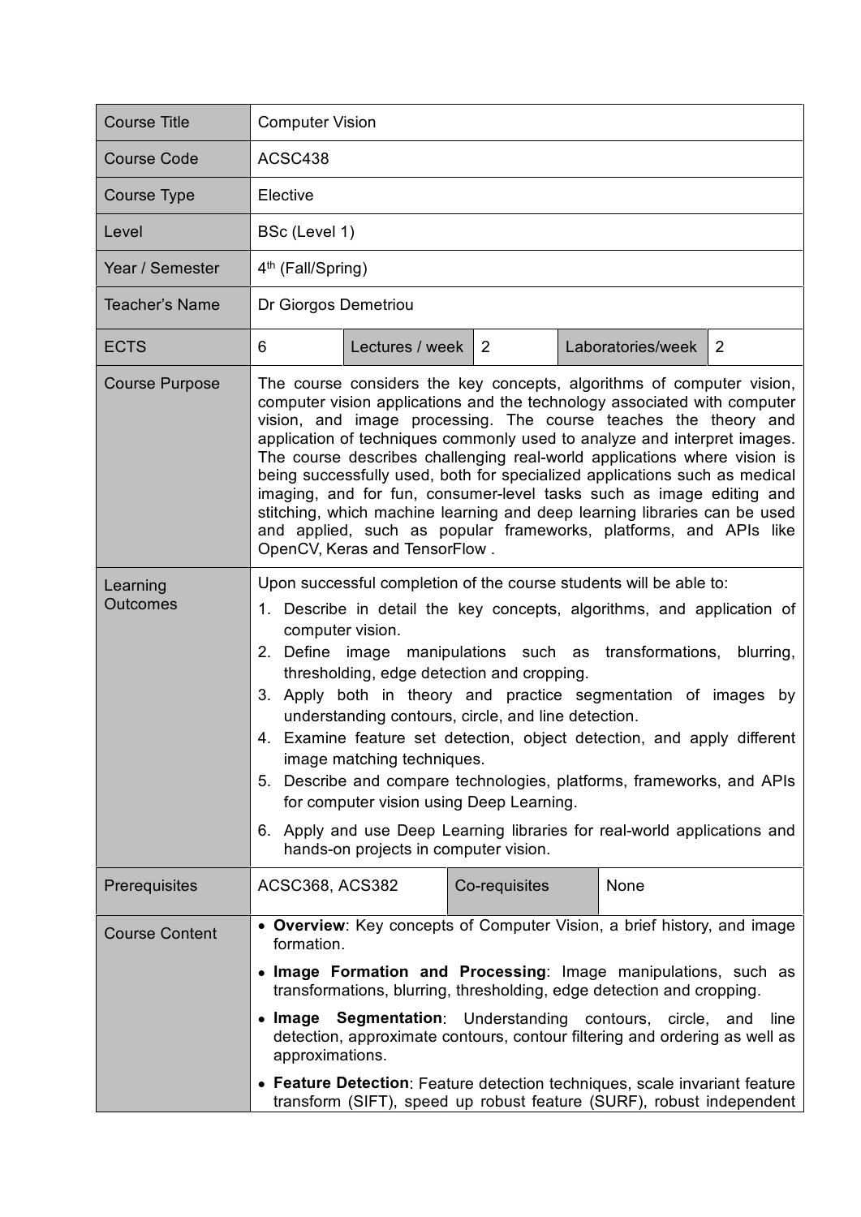| Course Title | Computer Vision | | | | |
|---|---|---|---|---|---|
| Course Code | ACSC438 | | | | |
| Course Type | Elective | | | | |
| Level | BSc (Level 1) | | | | |
| Year / Semester | 4th (Fall/Spring) | | | | |
| Teacher's Name | Dr Giorgos Demetriou | | | | |
| ECTS | 6 | Lectures / week | 2 | Laboratories/week | 2 |
| Course Purpose | The course considers the key concepts, algorithms of computer vision, computer vision applications and the technology associated with computer vision, and image processing. The course teaches the theory and application of techniques commonly used to analyze and interpret images. The course describes challenging real-world applications where vision is being successfully used, both for specialized applications such as medical imaging, and for fun, consumer-level tasks such as image editing and stitching, which machine learning and deep learning libraries can be used and applied, such as popular frameworks, platforms, and APIs like OpenCV, Keras and TensorFlow . | | | | |
| Learning Outcomes | Upon successful completion of the course students will be able to:<br>1. Describe in detail the key concepts, algorithms, and application of computer vision.<br>2. Define image manipulations such as transformations, blurring, thresholding, edge detection and cropping.<br>3. Apply both in theory and practice segmentation of images by understanding contours, circle, and line detection.<br>4. Examine feature set detection, object detection, and apply different image matching techniques.<br>5. Describe and compare technologies, platforms, frameworks, and APIs for computer vision using Deep Learning.<br>6. Apply and use Deep Learning libraries for real-world applications and hands-on projects in computer vision. | | | | |
| Prerequisites | ACSC368, ACS382 | | Co-requisites | None | |
| Course Content | • **Overview**: Key concepts of Computer Vision, a brief history, and image formation.<br>• **Image Formation and Processing**: Image manipulations, such as transformations, blurring, thresholding, edge detection and cropping.<br>• **Image Segmentation**: Understanding contours, circle, and line detection, approximate contours, contour filtering and ordering as well as approximations.<br>• **Feature Detection**: Feature detection techniques, scale invariant feature transform (SIFT), speed up robust feature (SURF), robust independent | | | | |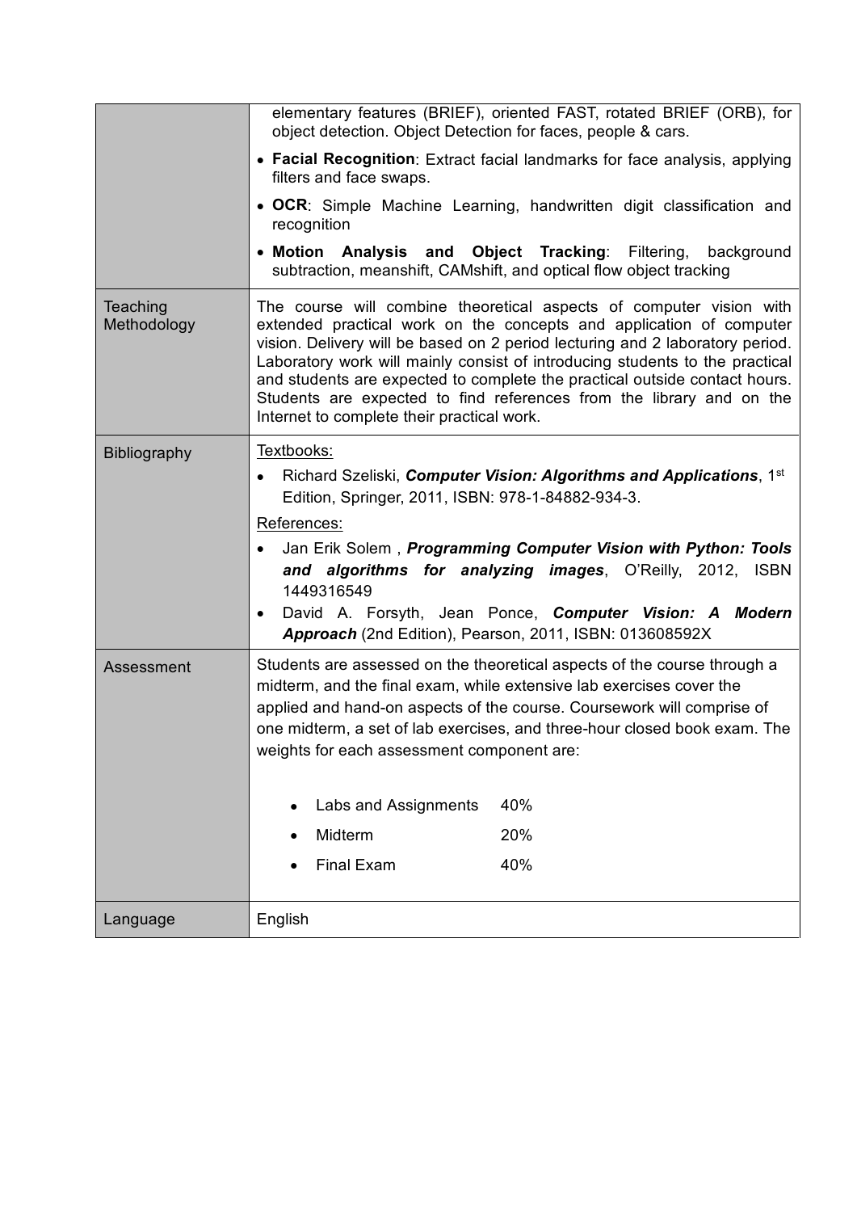| | |
|---|---|
| | elementary features (BRIEF), oriented FAST, rotated BRIEF (ORB), for object detection. Object Detection for faces, people & cars.<br>• **Facial Recognition**: Extract facial landmarks for face analysis, applying filters and face swaps.<br>• **OCR**: Simple Machine Learning, handwritten digit classification and recognition<br>• **Motion Analysis and Object Tracking**: Filtering, background subtraction, meanshift, CAMshift, and optical flow object tracking |
| Teaching Methodology | The course will combine theoretical aspects of computer vision with extended practical work on the concepts and application of computer vision. Delivery will be based on 2 period lecturing and 2 laboratory period. Laboratory work will mainly consist of introducing students to the practical and students are expected to complete the practical outside contact hours. Students are expected to find references from the library and on the Internet to complete their practical work. |
| Bibliography | Textbooks:<br>• Richard Szeliski, ***Computer Vision: Algorithms and Applications***, 1st Edition, Springer, 2011, ISBN: 978-1-84882-934-3.<br>References:<br>• Jan Erik Solem , ***Programming Computer Vision with Python: Tools and algorithms for analyzing images***, O'Reilly, 2012, ISBN 1449316549<br>• David A. Forsyth, Jean Ponce, ***Computer Vision: A Modern Approach*** (2nd Edition), Pearson, 2011, ISBN: 013608592X |
| Assessment | Students are assessed on the theoretical aspects of the course through a midterm, and the final exam, while extensive lab exercises cover the applied and hand-on aspects of the course. Coursework will comprise of one midterm, a set of lab exercises, and three-hour closed book exam. The weights for each assessment component are:<br>• Labs and Assignments 40%<br>• Midterm 20%<br>• Final Exam 40% |
| Language | English |